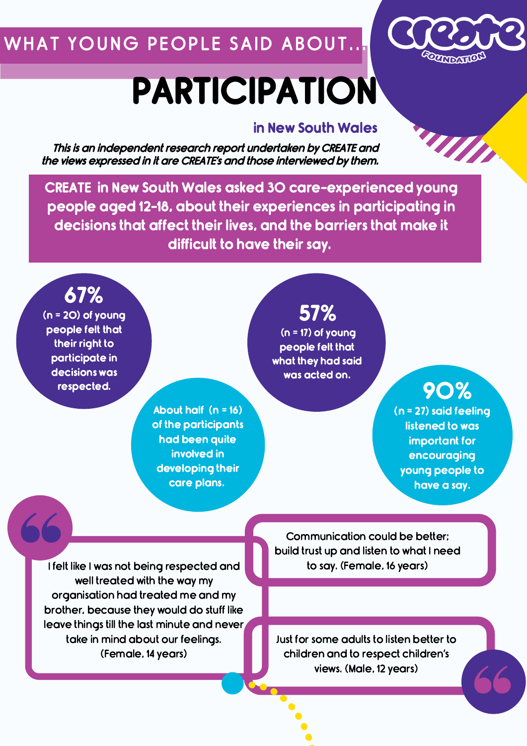# WHAT YOUNG PEOPLE SAID ABOUT...

# PARTICIPATION

### in New South Wales

*This is an independent research report undertaken by CREATE and the views expressed in it are CREATE's and those interviewed by them.*

**CREATE in New South Wales asked 30 care-experienced young people aged 12-18, about their experiences in participating in decisions that affect their lives, and the barriers that make it difficult to have their say.**

**67%** (n = 20) of young people felt that their right to participate in decisions was respected.

**57%** (n = 17) of young people felt that what they had said was acted on.

About half (n = 16) of the participants had been quite involved in developing their care plans.

**90%** (n = 27) said feeling listened to was important for encouraging young people to have a say.

> I felt like I was not being respected and well treated with the way my organisation had treated me and my brother, because they would do stuff like leave things till the last minute and never take in mind about our feelings. (Female, 14 years)

> Communication could be better; build trust up and listen to what I need to say. (Female, 16 years)

> Just for some adults to listen better to children and to respect children's views. (Male, 12 years)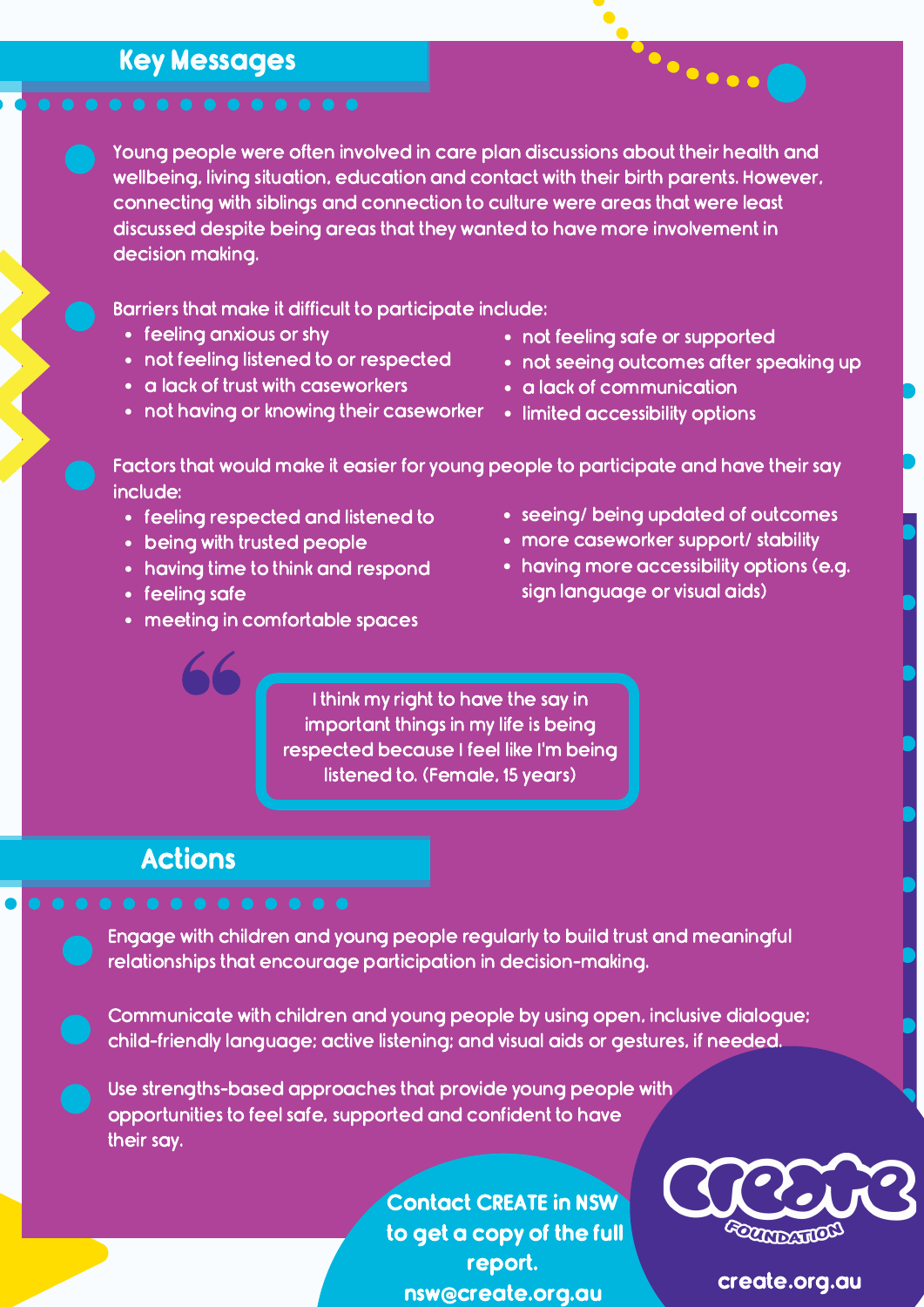## Key Messages

- Young people were often involved in care plan discussions about their health and wellbeing, living situation, education and contact with their birth parents. However, connecting with siblings and connection to culture were areas that were least discussed despite being areas that they wanted to have more involvement in decision making.

- Barriers that make it difficult to participate include:
  - feeling anxious or shy
  - not feeling listened to or respected
  - a lack of trust with caseworkers
  - not having or knowing their caseworker
  - not feeling safe or supported
  - not seeing outcomes after speaking up
  - a lack of communication
  - limited accessibility options

- Factors that would make it easier for young people to participate and have their say include:
  - feeling respected and listened to
  - being with trusted people
  - having time to think and respond
  - feeling safe
  - meeting in comfortable spaces
  - seeing/ being updated of outcomes
  - more caseworker support/ stability
  - having more accessibility options (e.g. sign language or visual aids)

> I think my right to have the say in important things in my life is being respected because I feel like I'm being listened to. (Female, 15 years)

## Actions

- Engage with children and young people regularly to build trust and meaningful relationships that encourage participation in decision-making.

- Communicate with children and young people by using open, inclusive dialogue; child-friendly language; active listening; and visual aids or gestures, if needed.

- Use strengths-based approaches that provide young people with opportunities to feel safe, supported and confident to have their say.

**Contact CREATE in NSW to get a copy of the full report. nsw@create.org.au**

CREATE Foundation

create.org.au